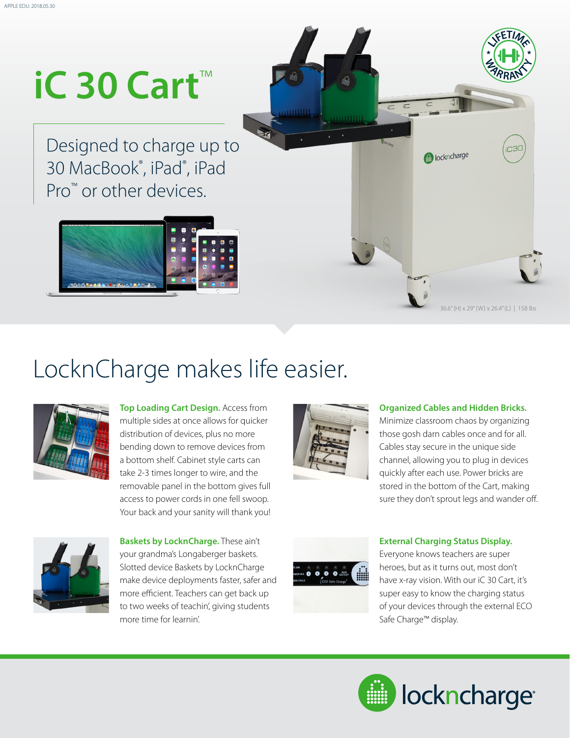# iC 30 Cart™

Designed to charge up to 30 MacBook®, iPad®, iPad Pro™ or other devices.

36.6" (H) x 29" (W) x 26.4" (L) | 158 lbs

## LocknCharge makes life easier.

**Top Loading Cart Design.** Access from multiple sides at once allows for quicker distribution of devices, plus no more bending down to remove devices from a bottom shelf. Cabinet style carts can take 2-3 times longer to wire, and the removable panel in the bottom gives full access to power cords in one fell swoop. Your back and your sanity will thank you!

**Organized Cables and Hidden Bricks.** Minimize classroom chaos by organizing those gosh darn cables once and for all. Cables stay secure in the unique side channel, allowing you to plug in devices quickly after each use. Power bricks are stored in the bottom of the Cart, making sure they don't sprout legs and wander off.

**Baskets by LocknCharge.** These ain't your grandma's Longaberger baskets. Slotted device Baskets by LocknCharge make device deployments faster, safer and more efficient. Teachers can get back up to two weeks of teachin', giving students more time for learnin'.

**External Charging Status Display.** Everyone knows teachers are super heroes, but as it turns out, most don't have x-ray vision. With our iC 30 Cart, it's super easy to know the charging status of your devices through the external ECO Safe Charge™ display.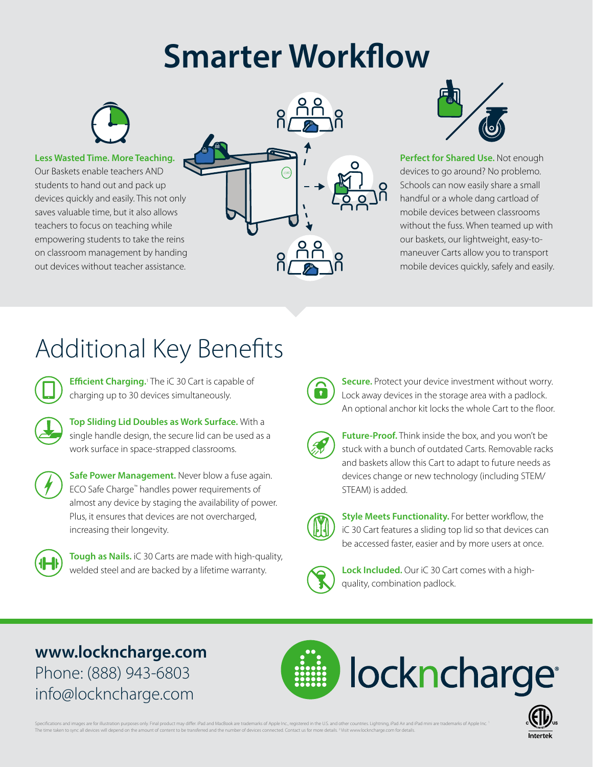# Smarter Workflow

**Less Wasted Time. More Teaching.** Our Baskets enable teachers AND students to hand out and pack up devices quickly and easily. This not only saves valuable time, but it also allows teachers to focus on teaching while empowering students to take the reins on classroom management by handing out devices without teacher assistance.

**Perfect for Shared Use.** Not enough devices to go around? No problemo. Schools can now easily share a small handful or a whole dang cartload of mobile devices between classrooms without the fuss. When teamed up with our baskets, our lightweight, easy-to-maneuver Carts allow you to transport mobile devices quickly, safely and easily.

# Additional Key Benefits

**Efficient Charging.**[1] The iC 30 Cart is capable of charging up to 30 devices simultaneously.

**Top Sliding Lid Doubles as Work Surface.** With a single handle design, the secure lid can be used as a work surface in space-strapped classrooms.

**Safe Power Management.** Never blow a fuse again. ECO Safe Charge™ handles power requirements of almost any device by staging the availability of power. Plus, it ensures that devices are not overcharged, increasing their longevity.

**Tough as Nails.** iC 30 Carts are made with high-quality, welded steel and are backed by a lifetime warranty.

**Secure.** Protect your device investment without worry. Lock away devices in the storage area with a padlock. An optional anchor kit locks the whole Cart to the floor.

**Future-Proof.** Think inside the box, and you won't be stuck with a bunch of outdated Carts. Removable racks and baskets allow this Cart to adapt to future needs as devices change or new technology (including STEM/STEAM) is added.

**Style Meets Functionality.** For better workflow, the iC 30 Cart features a sliding top lid so that devices can be accessed faster, easier and by more users at once.

**Lock Included.** Our iC 30 Cart comes with a high-quality, combination padlock.

**www.lockncharge.com**
Phone: (888) 943-6803
info@lockncharge.com

lockncharge®

Intertek

Specifications and images are for illustration purposes only. Final product may differ. iPad and MacBook are trademarks of Apple Inc., registered in the U.S. and other countries. Lightning, iPad Air and iPad mini are trademarks of Apple Inc. [1] The time taken to sync all devices will depend on the amount of content to be transferred and the number of devices connected. Contact us for more details. [2] Visit www.lockncharge.com for details.